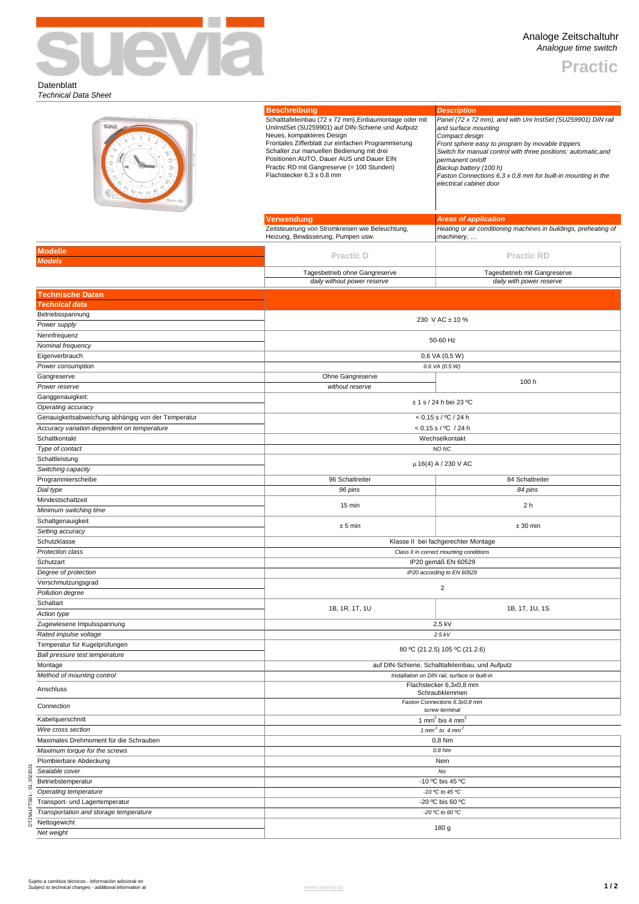# suevia

Analoge Zeitschaltuhr
*Analogue time switch*

**Practic**

Datenblatt
*Technical Data Sheet*

| **Beschreibung** | ***Description*** |
|---|---|
| Schalttafeleinbau (72 x 72 mm),Einbaumontage oder mit UniInstSet (SU259901) auf DIN-Schiene und Aufputz<br>Neues, kompakteres Design<br>Frontales Zifferblatt zur einfachen Programmierung<br>Schalter zur manuellen Bedienung mit drei Positionen:AUTO, Dauer AUS und Dauer EIN<br>Practic RD mit Gangreserve (= 100 Stunden)<br>Flachstecker 6,3 x 0,8 mm | *Panel (72 x 72 mm), and with Uni InstSet (SU259901) DIN rail and surface mounting*<br>*Compact design*<br>*Front sphere easy to program by movable trippers*<br>*Switch for manual control with three positions: automatic,and permanent on/off*<br>*Backup battery (100 h)*<br>*Faston Connections 6,3 x 0,8 mm for built-in mounting in the electrical cabinet door* |

| **Verwendung** | ***Areas of application*** |
|---|---|
| Zeitsteuerung von Stromkreisen wie Beleuchtung, Heizung, Bewässerung, Pumpen usw. | *Heating or air conditioning machines in buildings, preheating of machinery, …* |

| **Modelle** / ***Models*** | Practic D | Practic RD |
|---|---|---|
| | Tagesbetrieb ohne Gangreserve<br>*daily without power reserve* | Tagesbetrieb mit Gangreserve<br>*daily with power reserve* |

| **Technische Daten** / ***Technical data*** | Practic D | Practic RD |
|---|---|---|
| Betriebsspannung / *Power supply* | 230 V AC ± 10 % | |
| Nennfrequenz / *Nominal frequency* | 50-60 Hz | |
| Eigenverbrauch / *Power consumption* | 0,6 VA (0,5 W) / *0.6 VA (0.5 W)* | |
| Gangreserve / *Power reserve* | Ohne Gangreserve / *without reserve* | 100 h |
| Ganggenauigkeit: / *Operating accuracy* | ± 1 s / 24 h bei 23 ºC | |
| Genauigkeitsabweichung abhängig von der Temperatur / *Accuracy variation dependent on temperature* | < 0,15 s / ºC / 24 h / < 0.15 s / ºC / 24 h | |
| Schaltkontakt / *Type of contact* | Wechselkontakt / *NO NC* | |
| Schaltleistung / *Switching capacity* | µ 16(4) A / 230 V AC | |
| Programmierscheibe / *Dial type* | 96 Schaltreiter / *96 pins* | 84 Schaltreiter / *84 pins* |
| Mindestschaltzeit / *Minimum switching time* | 15 min | 2 h |
| Schaltgenauigkeit / *Setting accuracy* | ± 5 min | ± 30 min |
| Schutzklasse / *Protection class* | Klasse II bei fachgerechter Montage / *Class II in correct mounting conditions* | |
| Schutzart / *Degree of protection* | IP20 gemäß EN 60529 / *IP20 according to EN 60529* | |
| Verschmutzungsgrad / *Pollution degree* | 2 | |
| Schaltart / *Action type* | 1B, 1R, 1T, 1U | 1B, 1T, 1U, 1S |
| Zugewiesene Impulsspannung / *Rated impulse voltage* | 2,5 kV / *2.5 kV* | |
| Temperatur für Kugelprüfungen / *Ball pressure test temperature* | 80 ºC (21.2.5) 105 ºC (21.2.6) | |
| Montage / *Method of mounting control* | auf DIN-Schiene, Schalttafeleinbau, und Aufputz / *Installation on DIN rail, surface or built-in* | |
| Anschluss / *Connection* | Flachstecker 6,3x0,8 mm<br>Schraubklemmen<br>*Faston Connections 6.3x0.8 mm*<br>*screw terminal* | |
| Kabelquerschnitt / *Wire cross section* | 1 mm² bis 4 mm² / *1 mm² to 4 mm²* | |
| Maximales Drehmoment für die Schrauben / *Maximum torque for the screws* | 0,8 Nm / *0.8 Nm* | |
| Plombierbare Abdeckung / *Sealable cover* | Nein / *No* | |
| Betriebstemperatur / *Operating temperature* | -10 ºC bis 45 ºC / *-10 ºC to 45 ºC* | |
| Transport- und Lagertemperatur / *Transportation and storage temperature* | -20 ºC bis 60 ºC / *-20 ºC to 60 ºC* | |
| Nettogewicht / *Net weight* | 180 g | |

DT25A1FTS01 - 01 - 05/2021

Sujeto a cambios técnicos - información adicional en
*Subject to technical changes - additional information at* www.suevia.co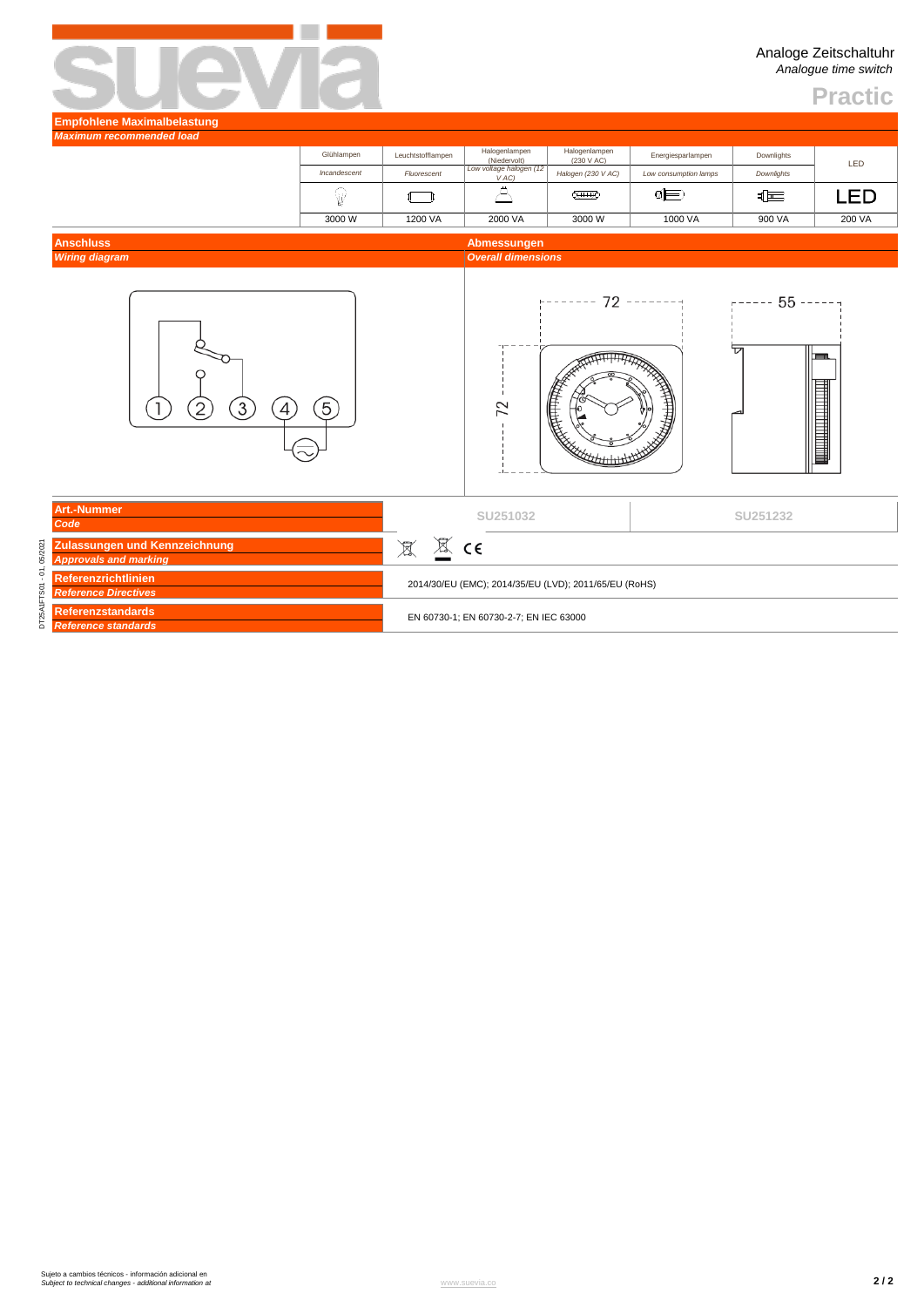Analoge Zeitschaltuhr
*Analogue time switch*

**Practic**

## Empfohlene Maximalbelastung
*Maximum recommended load*

| Glühlampen *Incandescent* | Leuchtstofflampen *Fluorescent* | Halogenlampen (Niedervolt) *Low voltage halogen (12 V AC)* | Halogenlampen (230 V AC) *Halogen (230 V AC)* | Energiesparlampen *Low consumption lamps* | Downlights *Downlights* | LED |
|---|---|---|---|---|---|---|
| 3000 W | 1200 VA | 2000 VA | 3000 W | 1000 VA | 900 VA | 200 VA |

## Anschluss
*Wiring diagram*

1 2 3 4 5

## Abmessungen
*Overall dimensions*

72
72
55

| Art.-Nummer *Code* | SU251032 | SU251232 |
|---|---|---|

**Zulassungen und Kennzeichnung**
*Approvals and marking*

CE

**Referenzrichtlinien**
*Reference Directives*

2014/30/EU (EMC); 2014/35/EU (LVD); 2011/65/EU (RoHS)

**Referenzstandards**
*Reference standards*

EN 60730-1; EN 60730-2-7; EN IEC 63000

DT25A1FTS01 - 01, 05/2021

Sujeto a cambios técnicos - información adicional en
*Subject to technical changes - additional information at*
www.suevia.co